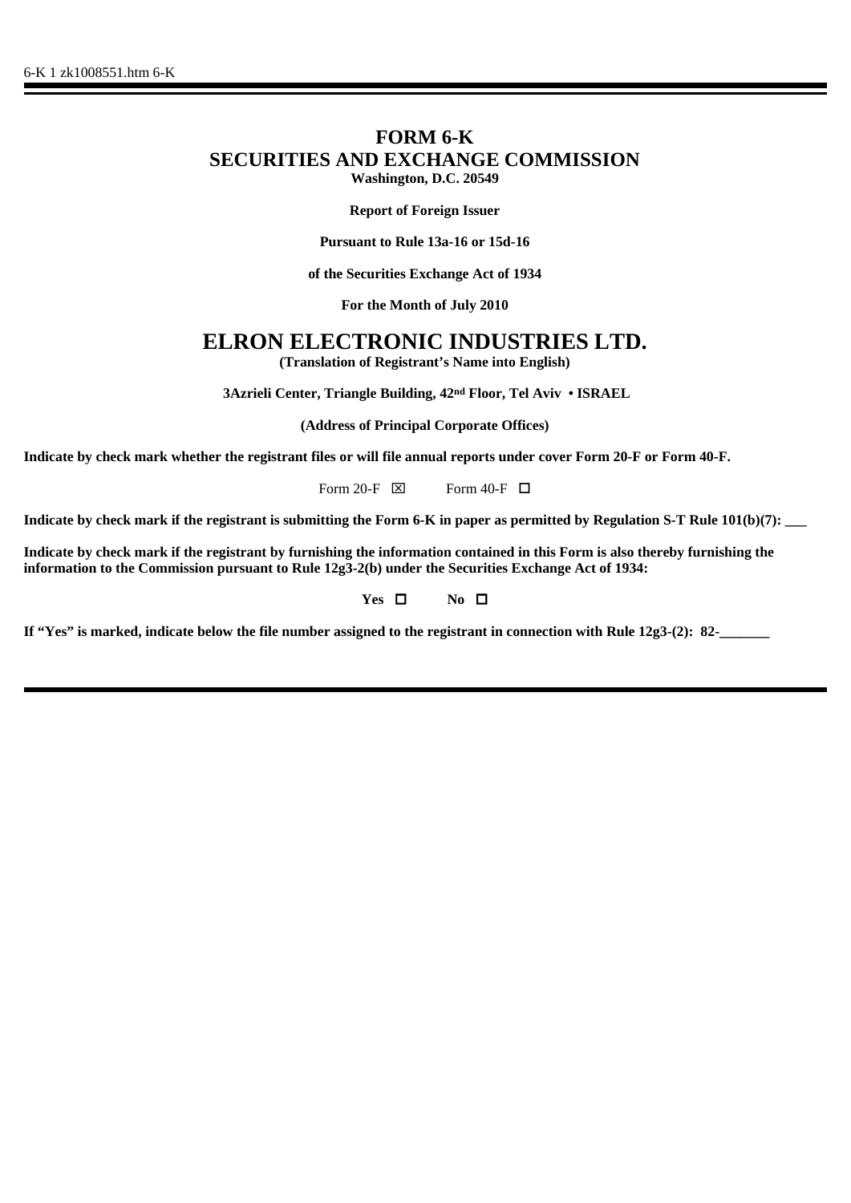6-K 1 zk1008551.htm 6-K

# FORM 6-K
# SECURITIES AND EXCHANGE COMMISSION

**Washington, D.C. 20549**

**Report of Foreign Issuer**

**Pursuant to Rule 13a-16 or 15d-16**

**of the Securities Exchange Act of 1934**

**For the Month of July 2010**

# ELRON ELECTRONIC INDUSTRIES LTD.

**(Translation of Registrant's Name into English)**

**3Azrieli Center, Triangle Building, 42nd Floor, Tel Aviv • ISRAEL**

**(Address of Principal Corporate Offices)**

**Indicate by check mark whether the registrant files or will file annual reports under cover Form 20-F or Form 40-F.**

Form 20-F ☒ Form 40-F ☐

**Indicate by check mark if the registrant is submitting the Form 6-K in paper as permitted by Regulation S-T Rule 101(b)(7): \_\_\_**

**Indicate by check mark if the registrant by furnishing the information contained in this Form is also thereby furnishing the information to the Commission pursuant to Rule 12g3-2(b) under the Securities Exchange Act of 1934:**

**Yes** ☐ **No** ☐

**If "Yes" is marked, indicate below the file number assigned to the registrant in connection with Rule 12g3-(2): 82-\_\_\_\_\_\_\_**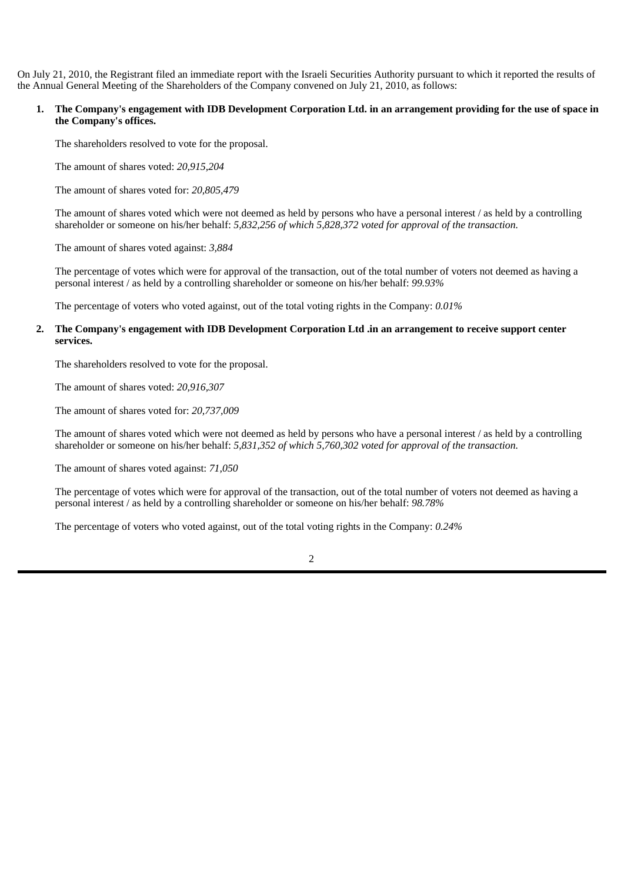On July 21, 2010, the Registrant filed an immediate report with the Israeli Securities Authority pursuant to which it reported the results of the Annual General Meeting of the Shareholders of the Company convened on July 21, 2010, as follows:

1. **The Company's engagement with IDB Development Corporation Ltd. in an arrangement providing for the use of space in the Company's offices.**

   The shareholders resolved to vote for the proposal.

   The amount of shares voted: *20,915,204*

   The amount of shares voted for: *20,805,479*

   The amount of shares voted which were not deemed as held by persons who have a personal interest / as held by a controlling shareholder or someone on his/her behalf: *5,832,256 of which 5,828,372 voted for approval of the transaction.*

   The amount of shares voted against: *3,884*

   The percentage of votes which were for approval of the transaction, out of the total number of voters not deemed as having a personal interest / as held by a controlling shareholder or someone on his/her behalf: *99.93%*

   The percentage of voters who voted against, out of the total voting rights in the Company: *0.01%*

2. **The Company's engagement with IDB Development Corporation Ltd .in an arrangement to receive support center services.**

   The shareholders resolved to vote for the proposal.

   The amount of shares voted: *20,916,307*

   The amount of shares voted for: *20,737,009*

   The amount of shares voted which were not deemed as held by persons who have a personal interest / as held by a controlling shareholder or someone on his/her behalf: *5,831,352 of which 5,760,302 voted for approval of the transaction.*

   The amount of shares voted against: *71,050*

   The percentage of votes which were for approval of the transaction, out of the total number of voters not deemed as having a personal interest / as held by a controlling shareholder or someone on his/her behalf: *98.78%*

   The percentage of voters who voted against, out of the total voting rights in the Company: *0.24%*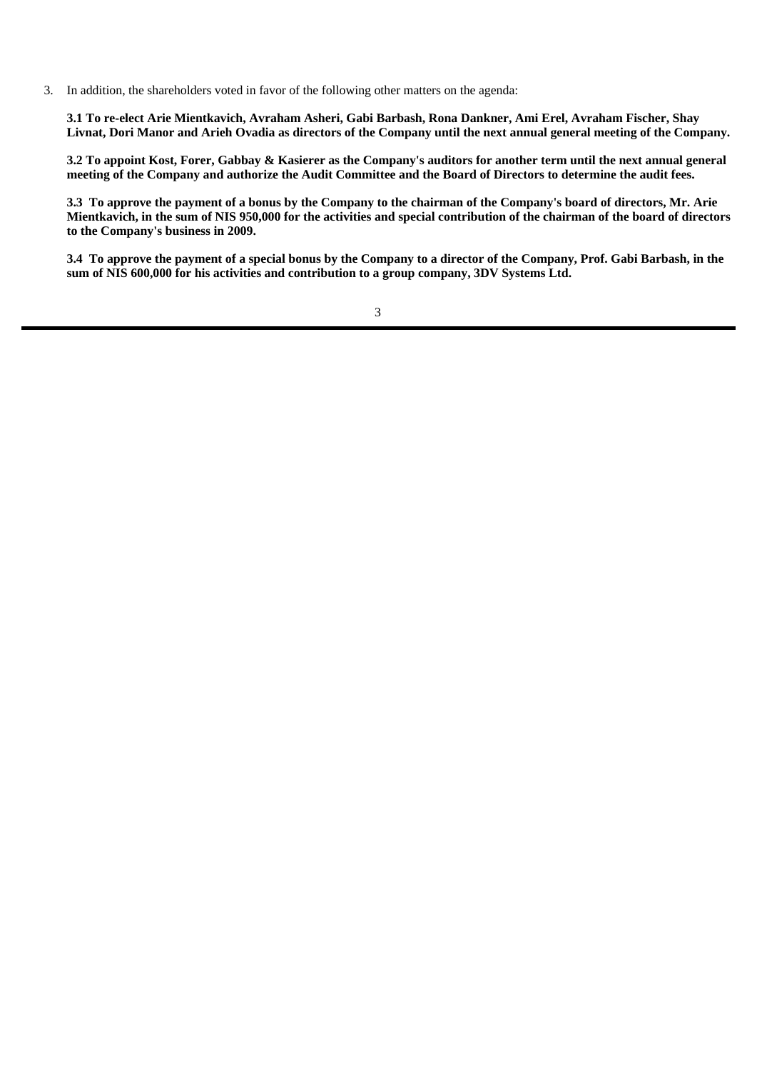3. In addition, the shareholders voted in favor of the following other matters on the agenda:

    **3.1 To re-elect Arie Mientkavich, Avraham Asheri, Gabi Barbash, Rona Dankner, Ami Erel, Avraham Fischer, Shay Livnat, Dori Manor and Arieh Ovadia as directors of the Company until the next annual general meeting of the Company.**

    **3.2 To appoint Kost, Forer, Gabbay & Kasierer as the Company's auditors for another term until the next annual general meeting of the Company and authorize the Audit Committee and the Board of Directors to determine the audit fees.**

    **3.3 To approve the payment of a bonus by the Company to the chairman of the Company's board of directors, Mr. Arie Mientkavich, in the sum of NIS 950,000 for the activities and special contribution of the chairman of the board of directors to the Company's business in 2009.**

    **3.4 To approve the payment of a special bonus by the Company to a director of the Company, Prof. Gabi Barbash, in the sum of NIS 600,000 for his activities and contribution to a group company, 3DV Systems Ltd.**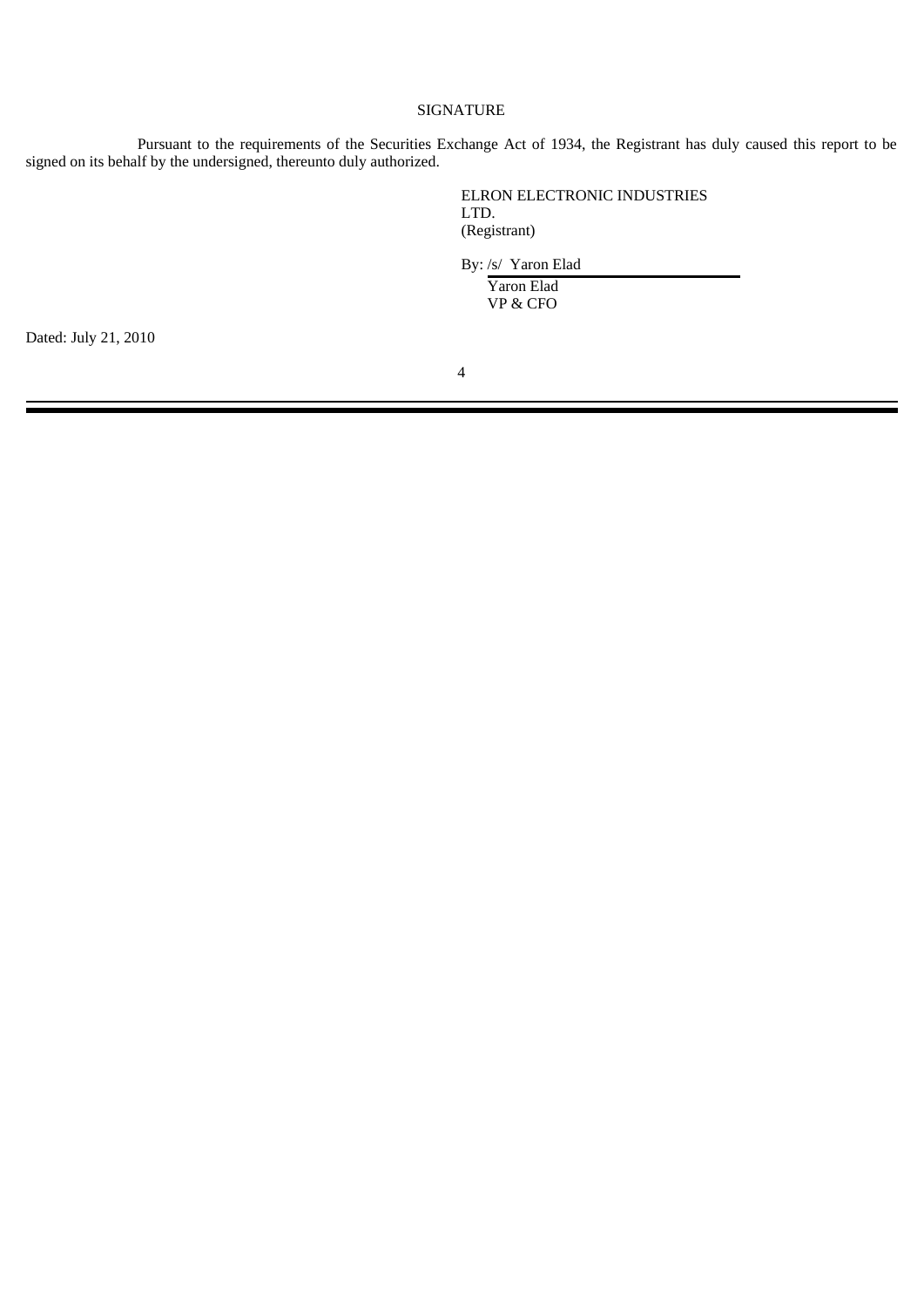SIGNATURE

Pursuant to the requirements of the Securities Exchange Act of 1934, the Registrant has duly caused this report to be signed on its behalf by the undersigned, thereunto duly authorized.

ELRON ELECTRONIC INDUSTRIES LTD.
(Registrant)

By: /s/ Yaron Elad
Yaron Elad
VP & CFO

Dated: July 21, 2010